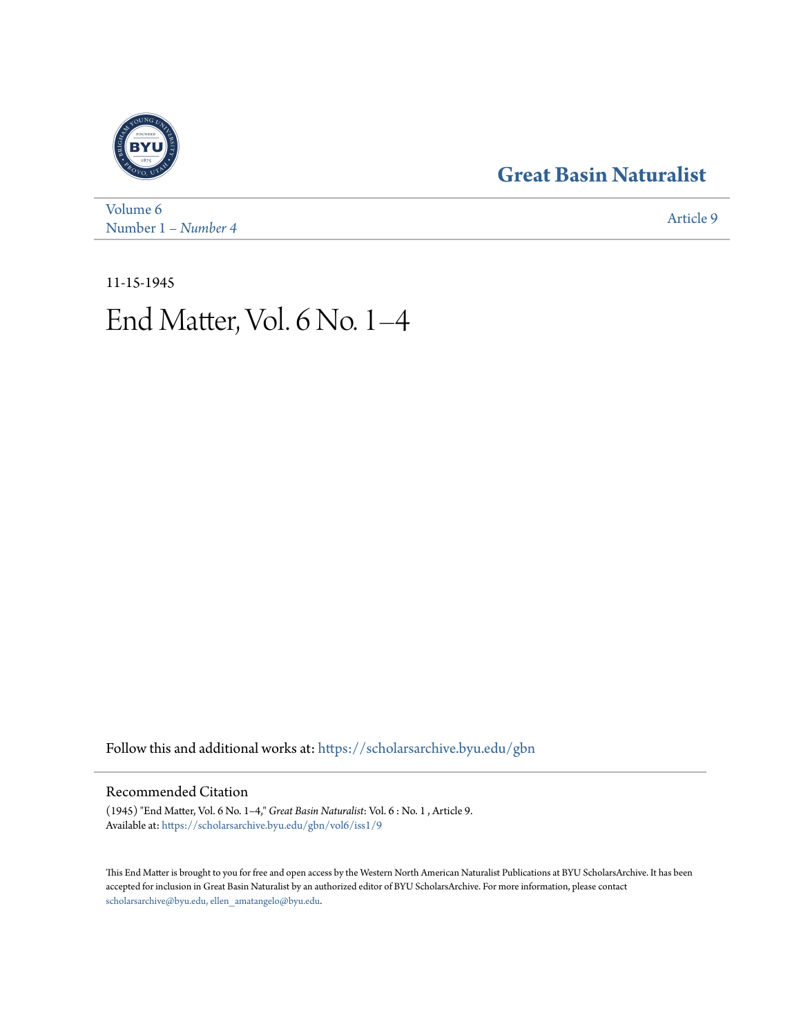Great Basin Naturalist

Volume 6
Number 1 – *Number 4*

Article 9

11-15-1945

# End Matter, Vol. 6 No. 1–4

Follow this and additional works at: https://scholarsarchive.byu.edu/gbn

## Recommended Citation

(1945) "End Matter, Vol. 6 No. 1–4," *Great Basin Naturalist*: Vol. 6 : No. 1 , Article 9.
Available at: https://scholarsarchive.byu.edu/gbn/vol6/iss1/9

This End Matter is brought to you for free and open access by the Western North American Naturalist Publications at BYU ScholarsArchive. It has been accepted for inclusion in Great Basin Naturalist by an authorized editor of BYU ScholarsArchive. For more information, please contact scholarsarchive@byu.edu, ellen_amatangelo@byu.edu.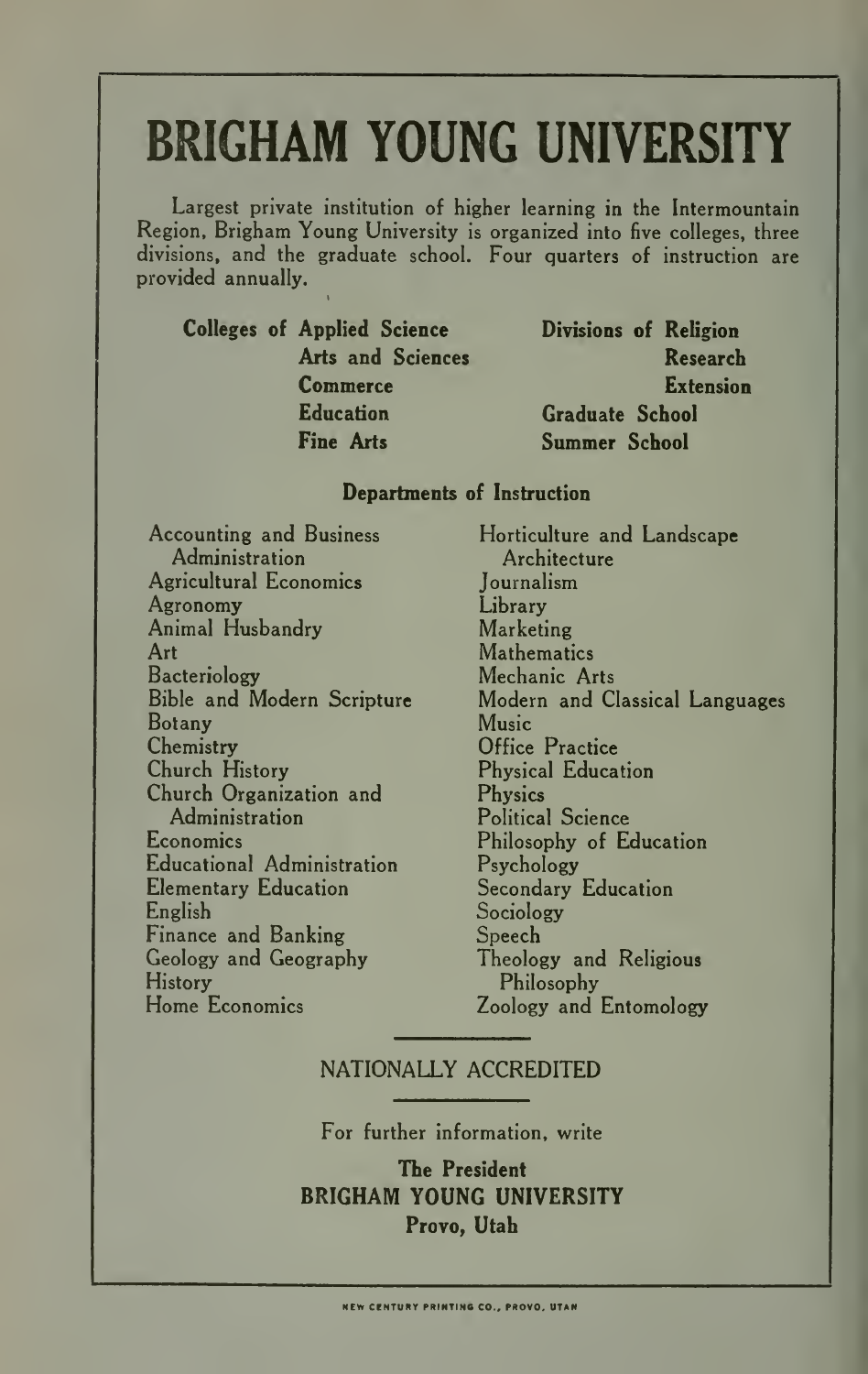# BRIGHAM YOUNG UNIVERSITY

Largest private institution of higher learning in the Intermountain Region, Brigham Young University is organized into five colleges, three divisions, and the graduate school. Four quarters of instruction are provided annually.

**Colleges of Applied Science**
**Arts and Sciences**
**Commerce**
**Education**
**Fine Arts**

**Divisions of Religion**
**Research**
**Extension**
**Graduate School**
**Summer School**

### Departments of Instruction

Accounting and Business Administration
Agricultural Economics
Agronomy
Animal Husbandry
Art
Bacteriology
Bible and Modern Scripture
Botany
Chemistry
Church History
Church Organization and Administration
Economics
Educational Administration
Elementary Education
English
Finance and Banking
Geology and Geography
History
Home Economics
Horticulture and Landscape Architecture
Journalism
Library
Marketing
Mathematics
Mechanic Arts
Modern and Classical Languages
Music
Office Practice
Physical Education
Physics
Political Science
Philosophy of Education
Psychology
Secondary Education
Sociology
Speech
Theology and Religious Philosophy
Zoology and Entomology

---

NATIONALLY ACCREDITED

---

For further information, write

**The President**
**BRIGHAM YOUNG UNIVERSITY**
**Provo, Utah**

NEW CENTURY PRINTING CO., PROVO, UTAH